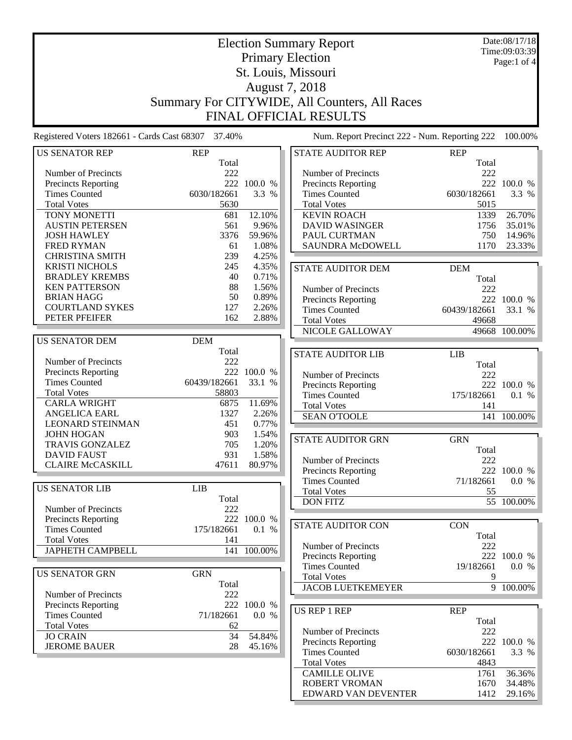# Election Summary Report

## Primary Election

## St. Louis, Missouri

## August 7, 2018

## Summary For CITYWIDE, All Counters, All Races

## FINAL OFFICIAL RESULTS

Date:08/17/18
Time:09:03:39

Registered Voters 182661 - Cards Cast 68307 37.40%

Num. Report Precinct 222 - Num. Reporting 222 100.00%

| US SENATOR REP | REP | |
|---|---|---|
| | Total | |
| Number of Precincts | 222 | |
| Precincts Reporting | 222 | 100.0 % |
| Times Counted | 6030/182661 | 3.3 % |
| Total Votes | 5630 | |
| TONY MONETTI | 681 | 12.10% |
| AUSTIN PETERSEN | 561 | 9.96% |
| JOSH HAWLEY | 3376 | 59.96% |
| FRED RYMAN | 61 | 1.08% |
| CHRISTINA SMITH | 239 | 4.25% |
| KRISTI NICHOLS | 245 | 4.35% |
| BRADLEY KREMBS | 40 | 0.71% |
| KEN PATTERSON | 88 | 1.56% |
| BRIAN HAGG | 50 | 0.89% |
| COURTLAND SYKES | 127 | 2.26% |
| PETER PFEIFER | 162 | 2.88% |

| US SENATOR DEM | DEM | |
|---|---|---|
| | Total | |
| Number of Precincts | 222 | |
| Precincts Reporting | 222 | 100.0 % |
| Times Counted | 60439/182661 | 33.1 % |
| Total Votes | 58803 | |
| CARLA WRIGHT | 6875 | 11.69% |
| ANGELICA EARL | 1327 | 2.26% |
| LEONARD STEINMAN | 451 | 0.77% |
| JOHN HOGAN | 903 | 1.54% |
| TRAVIS GONZALEZ | 705 | 1.20% |
| DAVID FAUST | 931 | 1.58% |
| CLAIRE McCASKILL | 47611 | 80.97% |

| US SENATOR LIB | LIB | |
|---|---|---|
| | Total | |
| Number of Precincts | 222 | |
| Precincts Reporting | 222 | 100.0 % |
| Times Counted | 175/182661 | 0.1 % |
| Total Votes | 141 | |
| JAPHETH CAMPBELL | 141 | 100.00% |

| US SENATOR GRN | GRN | |
|---|---|---|
| | Total | |
| Number of Precincts | 222 | |
| Precincts Reporting | 222 | 100.0 % |
| Times Counted | 71/182661 | 0.0 % |
| Total Votes | 62 | |
| JO CRAIN | 34 | 54.84% |
| JEROME BAUER | 28 | 45.16% |

| STATE AUDITOR REP | REP | |
|---|---|---|
| | Total | |
| Number of Precincts | 222 | |
| Precincts Reporting | 222 | 100.0 % |
| Times Counted | 6030/182661 | 3.3 % |
| Total Votes | 5015 | |
| KEVIN ROACH | 1339 | 26.70% |
| DAVID WASINGER | 1756 | 35.01% |
| PAUL CURTMAN | 750 | 14.96% |
| SAUNDRA McDOWELL | 1170 | 23.33% |

| STATE AUDITOR DEM | DEM | |
|---|---|---|
| | Total | |
| Number of Precincts | 222 | |
| Precincts Reporting | 222 | 100.0 % |
| Times Counted | 60439/182661 | 33.1 % |
| Total Votes | 49668 | |
| NICOLE GALLOWAY | 49668 | 100.00% |

| STATE AUDITOR LIB | LIB | |
|---|---|---|
| | Total | |
| Number of Precincts | 222 | |
| Precincts Reporting | 222 | 100.0 % |
| Times Counted | 175/182661 | 0.1 % |
| Total Votes | 141 | |
| SEAN O'TOOLE | 141 | 100.00% |

| STATE AUDITOR GRN | GRN | |
|---|---|---|
| | Total | |
| Number of Precincts | 222 | |
| Precincts Reporting | 222 | 100.0 % |
| Times Counted | 71/182661 | 0.0 % |
| Total Votes | 55 | |
| DON FITZ | 55 | 100.00% |

| STATE AUDITOR CON | CON | |
|---|---|---|
| | Total | |
| Number of Precincts | 222 | |
| Precincts Reporting | 222 | 100.0 % |
| Times Counted | 19/182661 | 0.0 % |
| Total Votes | 9 | |
| JACOB LUETKEMEYER | 9 | 100.00% |

| US REP 1 REP | REP | |
|---|---|---|
| | Total | |
| Number of Precincts | 222 | |
| Precincts Reporting | 222 | 100.0 % |
| Times Counted | 6030/182661 | 3.3 % |
| Total Votes | 4843 | |
| CAMILLE OLIVE | 1761 | 36.36% |
| ROBERT VROMAN | 1670 | 34.48% |
| EDWARD VAN DEVENTER | 1412 | 29.16% |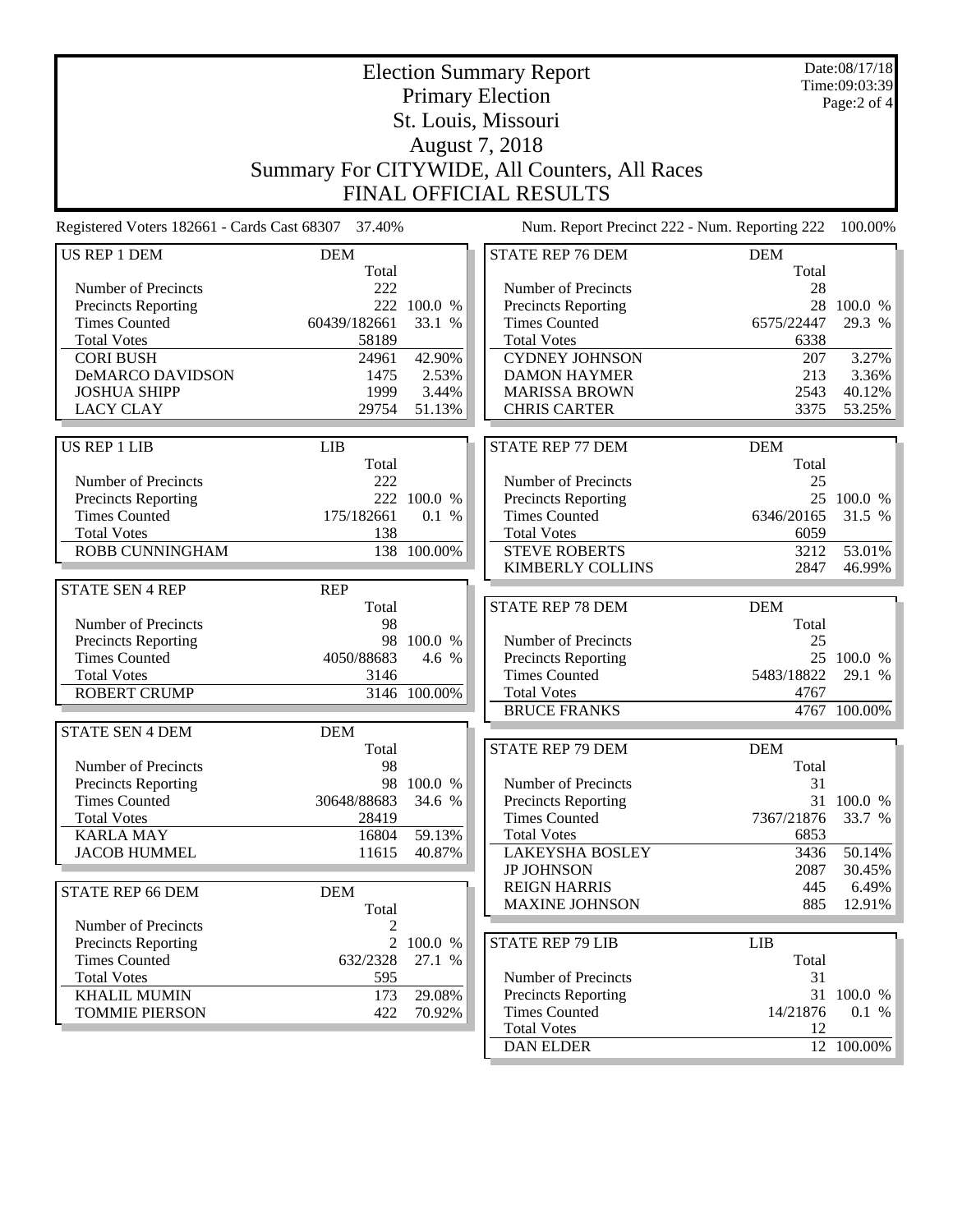# Election Summary Report

## Primary Election

## St. Louis, Missouri

## August 7, 2018

## Summary For CITYWIDE, All Counters, All Races

## FINAL OFFICIAL RESULTS

Date:08/17/18
Time:09:03:39

Registered Voters 182661 - Cards Cast 68307 37.40%

Num. Report Precinct 222 - Num. Reporting 222 100.00%

| US REP 1 DEM | DEM | |
|---|---|---|
| | Total | |
| Number of Precincts | 222 | |
| Precincts Reporting | 222 | 100.0 % |
| Times Counted | 60439/182661 | 33.1 % |
| Total Votes | 58189 | |
| CORI BUSH | 24961 | 42.90% |
| DeMARCO DAVIDSON | 1475 | 2.53% |
| JOSHUA SHIPP | 1999 | 3.44% |
| LACY CLAY | 29754 | 51.13% |

| US REP 1 LIB | LIB | |
|---|---|---|
| | Total | |
| Number of Precincts | 222 | |
| Precincts Reporting | 222 | 100.0 % |
| Times Counted | 175/182661 | 0.1 % |
| Total Votes | 138 | |
| ROBB CUNNINGHAM | 138 | 100.00% |

| STATE SEN 4 REP | REP | |
|---|---|---|
| | Total | |
| Number of Precincts | 98 | |
| Precincts Reporting | 98 | 100.0 % |
| Times Counted | 4050/88683 | 4.6 % |
| Total Votes | 3146 | |
| ROBERT CRUMP | 3146 | 100.00% |

| STATE SEN 4 DEM | DEM | |
|---|---|---|
| | Total | |
| Number of Precincts | 98 | |
| Precincts Reporting | 98 | 100.0 % |
| Times Counted | 30648/88683 | 34.6 % |
| Total Votes | 28419 | |
| KARLA MAY | 16804 | 59.13% |
| JACOB HUMMEL | 11615 | 40.87% |

| STATE REP 66 DEM | DEM | |
|---|---|---|
| | Total | |
| Number of Precincts | 2 | |
| Precincts Reporting | 2 | 100.0 % |
| Times Counted | 632/2328 | 27.1 % |
| Total Votes | 595 | |
| KHALIL MUMIN | 173 | 29.08% |
| TOMMIE PIERSON | 422 | 70.92% |

| STATE REP 76 DEM | DEM | |
|---|---|---|
| | Total | |
| Number of Precincts | 28 | |
| Precincts Reporting | 28 | 100.0 % |
| Times Counted | 6575/22447 | 29.3 % |
| Total Votes | 6338 | |
| CYDNEY JOHNSON | 207 | 3.27% |
| DAMON HAYMER | 213 | 3.36% |
| MARISSA BROWN | 2543 | 40.12% |
| CHRIS CARTER | 3375 | 53.25% |

| STATE REP 77 DEM | DEM | |
|---|---|---|
| | Total | |
| Number of Precincts | 25 | |
| Precincts Reporting | 25 | 100.0 % |
| Times Counted | 6346/20165 | 31.5 % |
| Total Votes | 6059 | |
| STEVE ROBERTS | 3212 | 53.01% |
| KIMBERLY COLLINS | 2847 | 46.99% |

| STATE REP 78 DEM | DEM | |
|---|---|---|
| | Total | |
| Number of Precincts | 25 | |
| Precincts Reporting | 25 | 100.0 % |
| Times Counted | 5483/18822 | 29.1 % |
| Total Votes | 4767 | |
| BRUCE FRANKS | 4767 | 100.00% |

| STATE REP 79 DEM | DEM | |
|---|---|---|
| | Total | |
| Number of Precincts | 31 | |
| Precincts Reporting | 31 | 100.0 % |
| Times Counted | 7367/21876 | 33.7 % |
| Total Votes | 6853 | |
| LAKEYSHA BOSLEY | 3436 | 50.14% |
| JP JOHNSON | 2087 | 30.45% |
| REIGN HARRIS | 445 | 6.49% |
| MAXINE JOHNSON | 885 | 12.91% |

| STATE REP 79 LIB | LIB | |
|---|---|---|
| | Total | |
| Number of Precincts | 31 | |
| Precincts Reporting | 31 | 100.0 % |
| Times Counted | 14/21876 | 0.1 % |
| Total Votes | 12 | |
| DAN ELDER | 12 | 100.00% |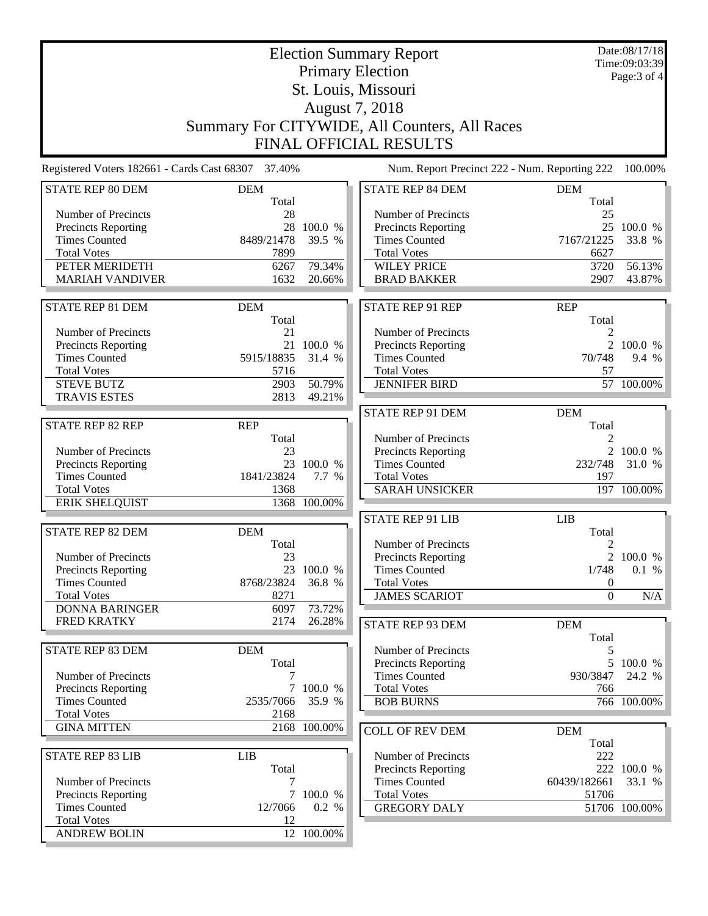# Election Summary Report

## Primary Election

## St. Louis, Missouri

## August 7, 2018

## Summary For CITYWIDE, All Counters, All Races

## FINAL OFFICIAL RESULTS

Date:08/17/18
Time:09:03:39

Registered Voters 182661 - Cards Cast 68307 37.40%

Num. Report Precinct 222 - Num. Reporting 222 100.00%

| STATE REP 80 DEM | DEM Total | |
|---|---|---|
| Number of Precincts | 28 | |
| Precincts Reporting | 28 | 100.0 % |
| Times Counted | 8489/21478 | 39.5 % |
| Total Votes | 7899 | |
| PETER MERIDETH | 6267 | 79.34% |
| MARIAH VANDIVER | 1632 | 20.66% |

| STATE REP 81 DEM | DEM Total | |
|---|---|---|
| Number of Precincts | 21 | |
| Precincts Reporting | 21 | 100.0 % |
| Times Counted | 5915/18835 | 31.4 % |
| Total Votes | 5716 | |
| STEVE BUTZ | 2903 | 50.79% |
| TRAVIS ESTES | 2813 | 49.21% |

| STATE REP 82 REP | REP Total | |
|---|---|---|
| Number of Precincts | 23 | |
| Precincts Reporting | 23 | 100.0 % |
| Times Counted | 1841/23824 | 7.7 % |
| Total Votes | 1368 | |
| ERIK SHELQUIST | 1368 | 100.00% |

| STATE REP 82 DEM | DEM Total | |
|---|---|---|
| Number of Precincts | 23 | |
| Precincts Reporting | 23 | 100.0 % |
| Times Counted | 8768/23824 | 36.8 % |
| Total Votes | 8271 | |
| DONNA BARINGER | 6097 | 73.72% |
| FRED KRATKY | 2174 | 26.28% |

| STATE REP 83 DEM | DEM Total | |
|---|---|---|
| Number of Precincts | 7 | |
| Precincts Reporting | 7 | 100.0 % |
| Times Counted | 2535/7066 | 35.9 % |
| Total Votes | 2168 | |
| GINA MITTEN | 2168 | 100.00% |

| STATE REP 83 LIB | LIB Total | |
|---|---|---|
| Number of Precincts | 7 | |
| Precincts Reporting | 7 | 100.0 % |
| Times Counted | 12/7066 | 0.2 % |
| Total Votes | 12 | |
| ANDREW BOLIN | 12 | 100.00% |

| STATE REP 84 DEM | DEM Total | |
|---|---|---|
| Number of Precincts | 25 | |
| Precincts Reporting | 25 | 100.0 % |
| Times Counted | 7167/21225 | 33.8 % |
| Total Votes | 6627 | |
| WILEY PRICE | 3720 | 56.13% |
| BRAD BAKKER | 2907 | 43.87% |

| STATE REP 91 REP | REP Total | |
|---|---|---|
| Number of Precincts | 2 | |
| Precincts Reporting | 2 | 100.0 % |
| Times Counted | 70/748 | 9.4 % |
| Total Votes | 57 | |
| JENNIFER BIRD | 57 | 100.00% |

| STATE REP 91 DEM | DEM Total | |
|---|---|---|
| Number of Precincts | 2 | |
| Precincts Reporting | 2 | 100.0 % |
| Times Counted | 232/748 | 31.0 % |
| Total Votes | 197 | |
| SARAH UNSICKER | 197 | 100.00% |

| STATE REP 91 LIB | LIB Total | |
|---|---|---|
| Number of Precincts | 2 | |
| Precincts Reporting | 2 | 100.0 % |
| Times Counted | 1/748 | 0.1 % |
| Total Votes | 0 | |
| JAMES SCARIOT | 0 | N/A |

| STATE REP 93 DEM | DEM Total | |
|---|---|---|
| Number of Precincts | 5 | |
| Precincts Reporting | 5 | 100.0 % |
| Times Counted | 930/3847 | 24.2 % |
| Total Votes | 766 | |
| BOB BURNS | 766 | 100.00% |

| COLL OF REV DEM | DEM Total | |
|---|---|---|
| Number of Precincts | 222 | |
| Precincts Reporting | 222 | 100.0 % |
| Times Counted | 60439/182661 | 33.1 % |
| Total Votes | 51706 | |
| GREGORY DALY | 51706 | 100.00% |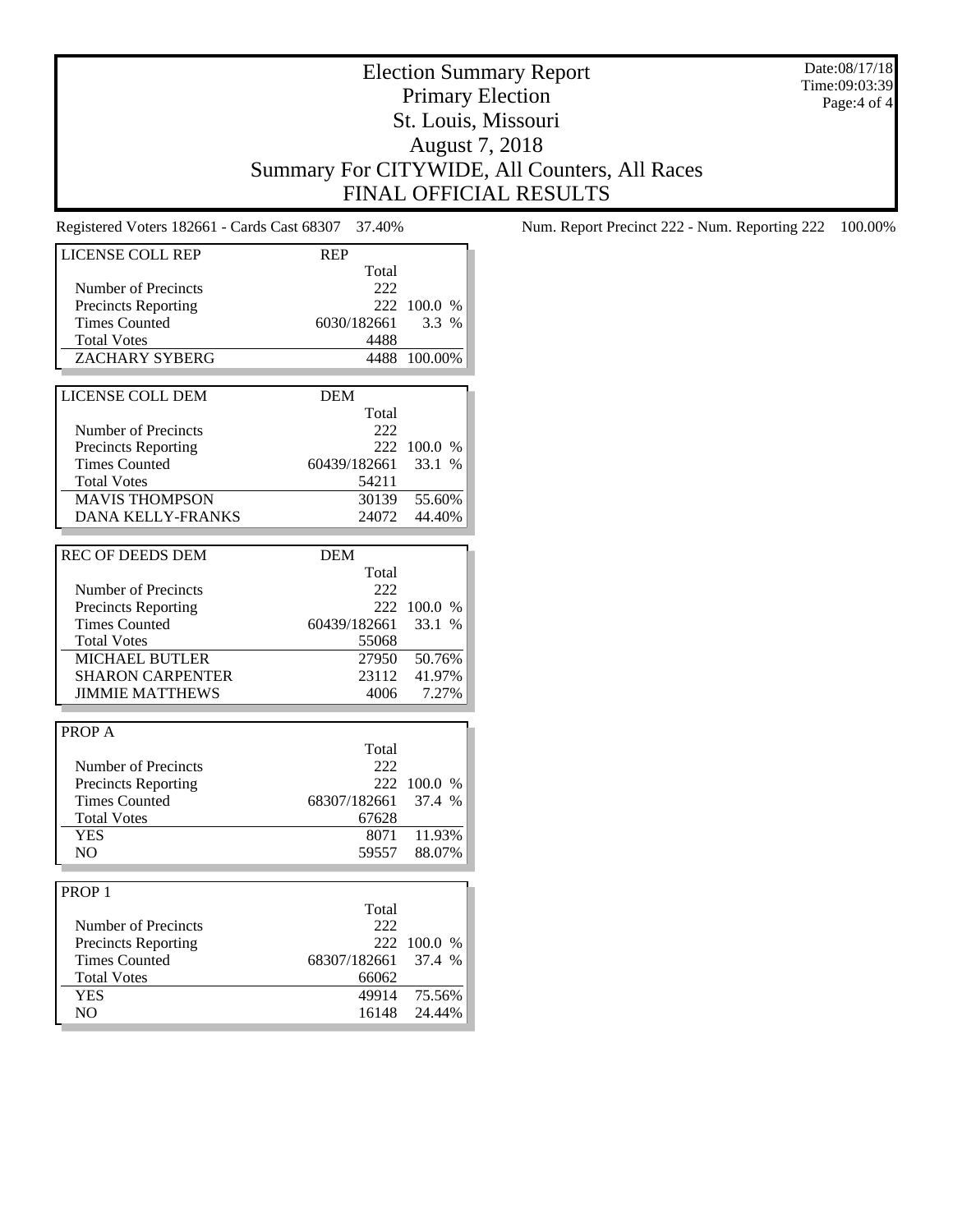# Election Summary Report
## Primary Election
## St. Louis, Missouri
## August 7, 2018
## Summary For CITYWIDE, All Counters, All Races
## FINAL OFFICIAL RESULTS

Date:08/17/18
Time:09:03:39

Registered Voters 182661 - Cards Cast 68307 37.40%

Num. Report Precinct 222 - Num. Reporting 222 100.00%

| LICENSE COLL REP | REP | |
|---|---|---|
| | Total | |
| Number of Precincts | 222 | |
| Precincts Reporting | 222 | 100.0 % |
| Times Counted | 6030/182661 | 3.3 % |
| Total Votes | 4488 | |
| ZACHARY SYBERG | 4488 | 100.00% |

| LICENSE COLL DEM | DEM | |
|---|---|---|
| | Total | |
| Number of Precincts | 222 | |
| Precincts Reporting | 222 | 100.0 % |
| Times Counted | 60439/182661 | 33.1 % |
| Total Votes | 54211 | |
| MAVIS THOMPSON | 30139 | 55.60% |
| DANA KELLY-FRANKS | 24072 | 44.40% |

| REC OF DEEDS DEM | DEM | |
|---|---|---|
| | Total | |
| Number of Precincts | 222 | |
| Precincts Reporting | 222 | 100.0 % |
| Times Counted | 60439/182661 | 33.1 % |
| Total Votes | 55068 | |
| MICHAEL BUTLER | 27950 | 50.76% |
| SHARON CARPENTER | 23112 | 41.97% |
| JIMMIE MATTHEWS | 4006 | 7.27% |

| PROP A | | |
|---|---|---|
| | Total | |
| Number of Precincts | 222 | |
| Precincts Reporting | 222 | 100.0 % |
| Times Counted | 68307/182661 | 37.4 % |
| Total Votes | 67628 | |
| YES | 8071 | 11.93% |
| NO | 59557 | 88.07% |

| PROP 1 | | |
|---|---|---|
| | Total | |
| Number of Precincts | 222 | |
| Precincts Reporting | 222 | 100.0 % |
| Times Counted | 68307/182661 | 37.4 % |
| Total Votes | 66062 | |
| YES | 49914 | 75.56% |
| NO | 16148 | 24.44% |